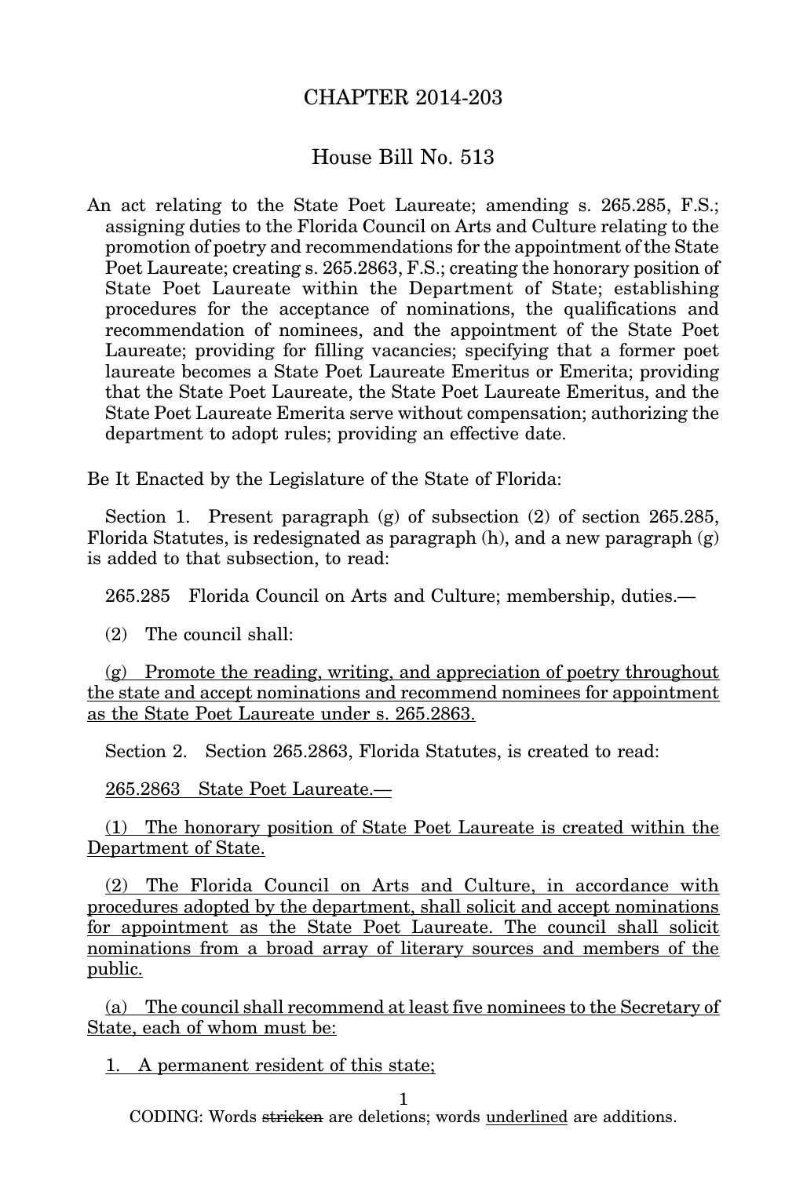# CHAPTER 2014-203

## House Bill No. 513

An act relating to the State Poet Laureate; amending s. 265.285, F.S.; assigning duties to the Florida Council on Arts and Culture relating to the promotion of poetry and recommendations for the appointment of the State Poet Laureate; creating s. 265.2863, F.S.; creating the honorary position of State Poet Laureate within the Department of State; establishing procedures for the acceptance of nominations, the qualifications and recommendation of nominees, and the appointment of the State Poet Laureate; providing for filling vacancies; specifying that a former poet laureate becomes a State Poet Laureate Emeritus or Emerita; providing that the State Poet Laureate, the State Poet Laureate Emeritus, and the State Poet Laureate Emerita serve without compensation; authorizing the department to adopt rules; providing an effective date.

Be It Enacted by the Legislature of the State of Florida:

Section 1. Present paragraph (g) of subsection (2) of section 265.285, Florida Statutes, is redesignated as paragraph (h), and a new paragraph (g) is added to that subsection, to read:

265.285 Florida Council on Arts and Culture; membership, duties.—

(2) The council shall:

<u>(g) Promote the reading, writing, and appreciation of poetry throughout the state and accept nominations and recommend nominees for appointment as the State Poet Laureate under s. 265.2863.</u>

Section 2. Section 265.2863, Florida Statutes, is created to read:

<u>265.2863 State Poet Laureate.—</u>

<u>(1) The honorary position of State Poet Laureate is created within the Department of State.</u>

<u>(2) The Florida Council on Arts and Culture, in accordance with procedures adopted by the department, shall solicit and accept nominations for appointment as the State Poet Laureate. The council shall solicit nominations from a broad array of literary sources and members of the public.</u>

<u>(a) The council shall recommend at least five nominees to the Secretary of State, each of whom must be:</u>

<u>1. A permanent resident of this state;</u>

CODING: Words ~~stricken~~ are deletions; words <u>underlined</u> are additions.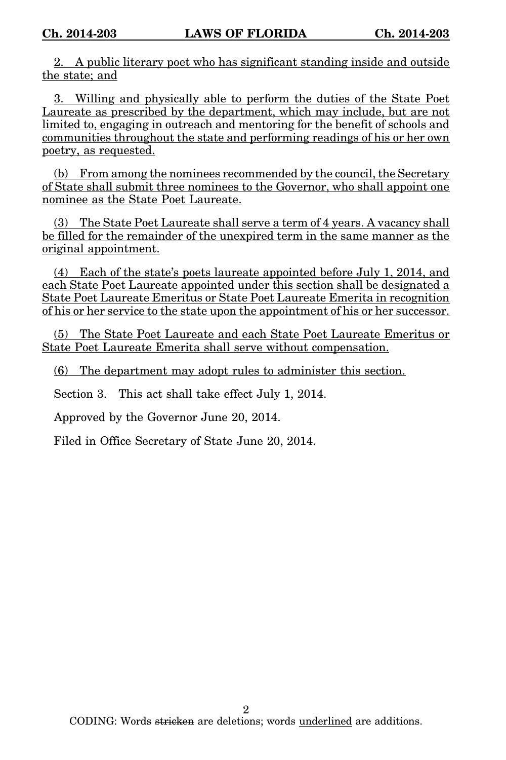2. A public literary poet who has significant standing inside and outside the state; and

3. Willing and physically able to perform the duties of the State Poet Laureate as prescribed by the department, which may include, but are not limited to, engaging in outreach and mentoring for the benefit of schools and communities throughout the state and performing readings of his or her own poetry, as requested.

(b) From among the nominees recommended by the council, the Secretary of State shall submit three nominees to the Governor, who shall appoint one nominee as the State Poet Laureate.

(3) The State Poet Laureate shall serve a term of 4 years. A vacancy shall be filled for the remainder of the unexpired term in the same manner as the original appointment.

(4) Each of the state's poets laureate appointed before July 1, 2014, and each State Poet Laureate appointed under this section shall be designated a State Poet Laureate Emeritus or State Poet Laureate Emerita in recognition of his or her service to the state upon the appointment of his or her successor.

(5) The State Poet Laureate and each State Poet Laureate Emeritus or State Poet Laureate Emerita shall serve without compensation.

(6) The department may adopt rules to administer this section.

Section 3. This act shall take effect July 1, 2014.

Approved by the Governor June 20, 2014.

Filed in Office Secretary of State June 20, 2014.

CODING: Words stricken are deletions; words underlined are additions.